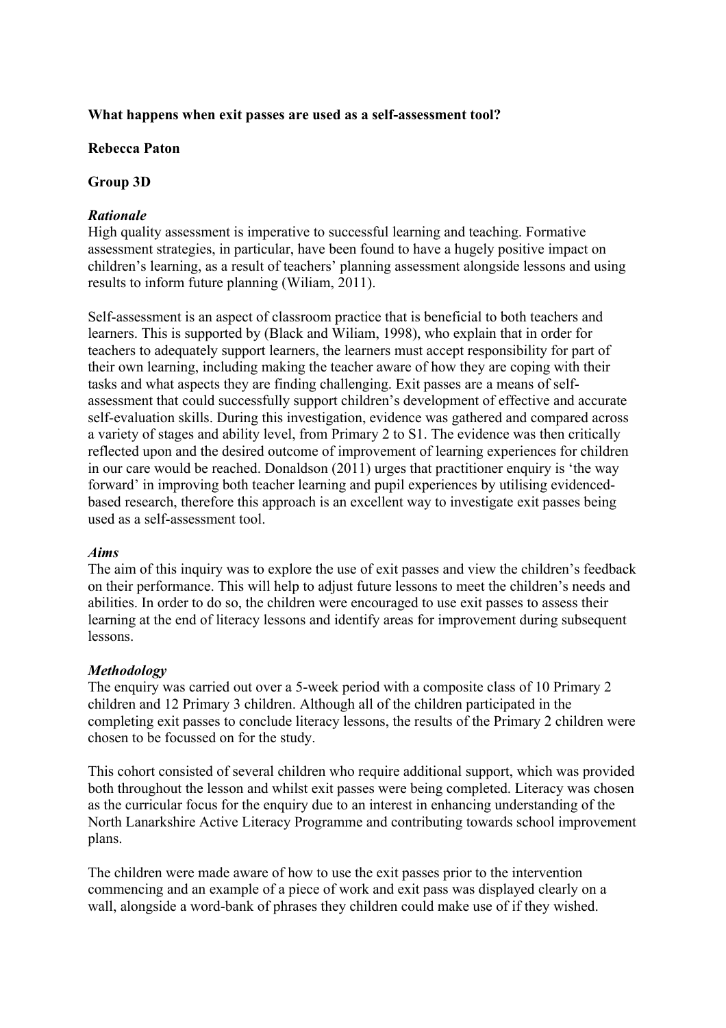**What happens when exit passes are used as a self-assessment tool?**

**Rebecca Paton**

**Group 3D**

***Rationale***

High quality assessment is imperative to successful learning and teaching. Formative assessment strategies, in particular, have been found to have a hugely positive impact on children's learning, as a result of teachers' planning assessment alongside lessons and using results to inform future planning (Wiliam, 2011).

Self-assessment is an aspect of classroom practice that is beneficial to both teachers and learners. This is supported by (Black and Wiliam, 1998), who explain that in order for teachers to adequately support learners, the learners must accept responsibility for part of their own learning, including making the teacher aware of how they are coping with their tasks and what aspects they are finding challenging. Exit passes are a means of self-assessment that could successfully support children's development of effective and accurate self-evaluation skills. During this investigation, evidence was gathered and compared across a variety of stages and ability level, from Primary 2 to S1. The evidence was then critically reflected upon and the desired outcome of improvement of learning experiences for children in our care would be reached. Donaldson (2011) urges that practitioner enquiry is 'the way forward' in improving both teacher learning and pupil experiences by utilising evidenced-based research, therefore this approach is an excellent way to investigate exit passes being used as a self-assessment tool.

***Aims***

The aim of this inquiry was to explore the use of exit passes and view the children's feedback on their performance. This will help to adjust future lessons to meet the children's needs and abilities. In order to do so, the children were encouraged to use exit passes to assess their learning at the end of literacy lessons and identify areas for improvement during subsequent lessons.

***Methodology***

The enquiry was carried out over a 5-week period with a composite class of 10 Primary 2 children and 12 Primary 3 children. Although all of the children participated in the completing exit passes to conclude literacy lessons, the results of the Primary 2 children were chosen to be focussed on for the study.

This cohort consisted of several children who require additional support, which was provided both throughout the lesson and whilst exit passes were being completed. Literacy was chosen as the curricular focus for the enquiry due to an interest in enhancing understanding of the North Lanarkshire Active Literacy Programme and contributing towards school improvement plans.

The children were made aware of how to use the exit passes prior to the intervention commencing and an example of a piece of work and exit pass was displayed clearly on a wall, alongside a word-bank of phrases they children could make use of if they wished.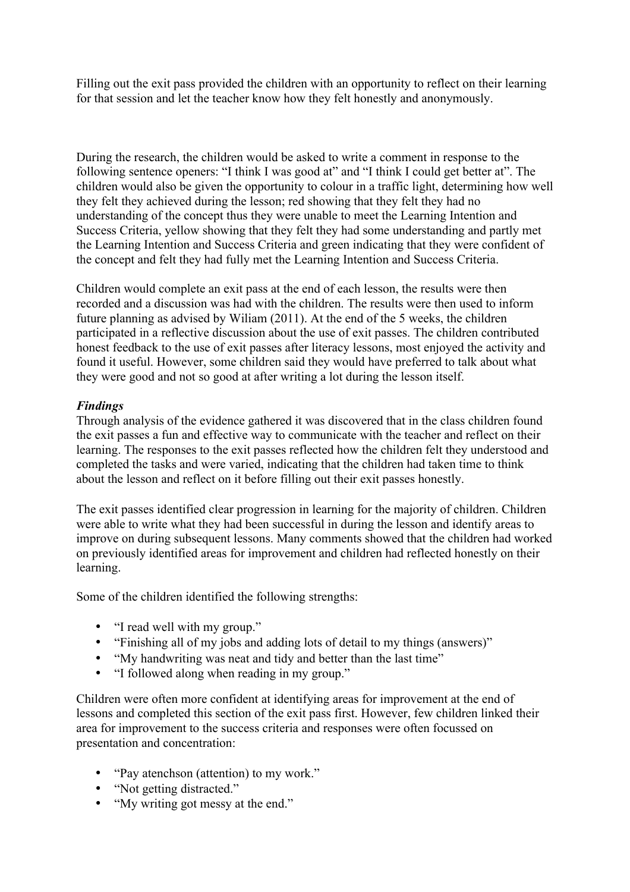Filling out the exit pass provided the children with an opportunity to reflect on their learning for that session and let the teacher know how they felt honestly and anonymously.

During the research, the children would be asked to write a comment in response to the following sentence openers: "I think I was good at" and "I think I could get better at". The children would also be given the opportunity to colour in a traffic light, determining how well they felt they achieved during the lesson; red showing that they felt they had no understanding of the concept thus they were unable to meet the Learning Intention and Success Criteria, yellow showing that they felt they had some understanding and partly met the Learning Intention and Success Criteria and green indicating that they were confident of the concept and felt they had fully met the Learning Intention and Success Criteria.

Children would complete an exit pass at the end of each lesson, the results were then recorded and a discussion was had with the children. The results were then used to inform future planning as advised by Wiliam (2011). At the end of the 5 weeks, the children participated in a reflective discussion about the use of exit passes. The children contributed honest feedback to the use of exit passes after literacy lessons, most enjoyed the activity and found it useful. However, some children said they would have preferred to talk about what they were good and not so good at after writing a lot during the lesson itself.

***Findings***

Through analysis of the evidence gathered it was discovered that in the class children found the exit passes a fun and effective way to communicate with the teacher and reflect on their learning. The responses to the exit passes reflected how the children felt they understood and completed the tasks and were varied, indicating that the children had taken time to think about the lesson and reflect on it before filling out their exit passes honestly.

The exit passes identified clear progression in learning for the majority of children. Children were able to write what they had been successful in during the lesson and identify areas to improve on during subsequent lessons. Many comments showed that the children had worked on previously identified areas for improvement and children had reflected honestly on their learning.

Some of the children identified the following strengths:

- "I read well with my group."
- "Finishing all of my jobs and adding lots of detail to my things (answers)"
- "My handwriting was neat and tidy and better than the last time"
- "I followed along when reading in my group."

Children were often more confident at identifying areas for improvement at the end of lessons and completed this section of the exit pass first. However, few children linked their area for improvement to the success criteria and responses were often focussed on presentation and concentration:

- "Pay atenchson (attention) to my work."
- "Not getting distracted."
- "My writing got messy at the end."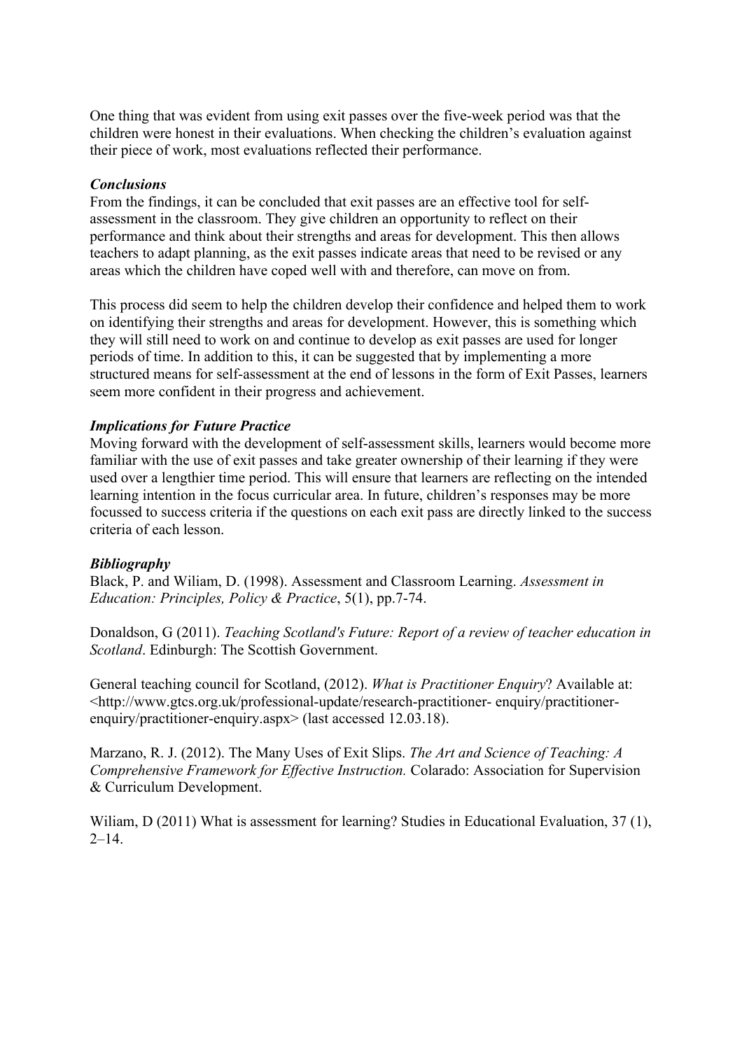One thing that was evident from using exit passes over the five-week period was that the children were honest in their evaluations. When checking the children's evaluation against their piece of work, most evaluations reflected their performance.

### ***Conclusions***

From the findings, it can be concluded that exit passes are an effective tool for self-assessment in the classroom. They give children an opportunity to reflect on their performance and think about their strengths and areas for development. This then allows teachers to adapt planning, as the exit passes indicate areas that need to be revised or any areas which the children have coped well with and therefore, can move on from.

This process did seem to help the children develop their confidence and helped them to work on identifying their strengths and areas for development. However, this is something which they will still need to work on and continue to develop as exit passes are used for longer periods of time. In addition to this, it can be suggested that by implementing a more structured means for self-assessment at the end of lessons in the form of Exit Passes, learners seem more confident in their progress and achievement.

### ***Implications for Future Practice***

Moving forward with the development of self-assessment skills, learners would become more familiar with the use of exit passes and take greater ownership of their learning if they were used over a lengthier time period. This will ensure that learners are reflecting on the intended learning intention in the focus curricular area. In future, children's responses may be more focussed to success criteria if the questions on each exit pass are directly linked to the success criteria of each lesson.

### ***Bibliography***

Black, P. and Wiliam, D. (1998). Assessment and Classroom Learning. *Assessment in Education: Principles, Policy & Practice*, 5(1), pp.7-74.

Donaldson, G (2011). *Teaching Scotland's Future: Report of a review of teacher education in Scotland*. Edinburgh: The Scottish Government.

General teaching council for Scotland, (2012). *What is Practitioner Enquiry*? Available at: <http://www.gtcs.org.uk/professional-update/research-practitioner- enquiry/practitioner-enquiry/practitioner-enquiry.aspx> (last accessed 12.03.18).

Marzano, R. J. (2012). The Many Uses of Exit Slips. *The Art and Science of Teaching: A Comprehensive Framework for Effective Instruction.* Colarado: Association for Supervision & Curriculum Development.

Wiliam, D (2011) What is assessment for learning? Studies in Educational Evaluation, 37 (1), 2–14.